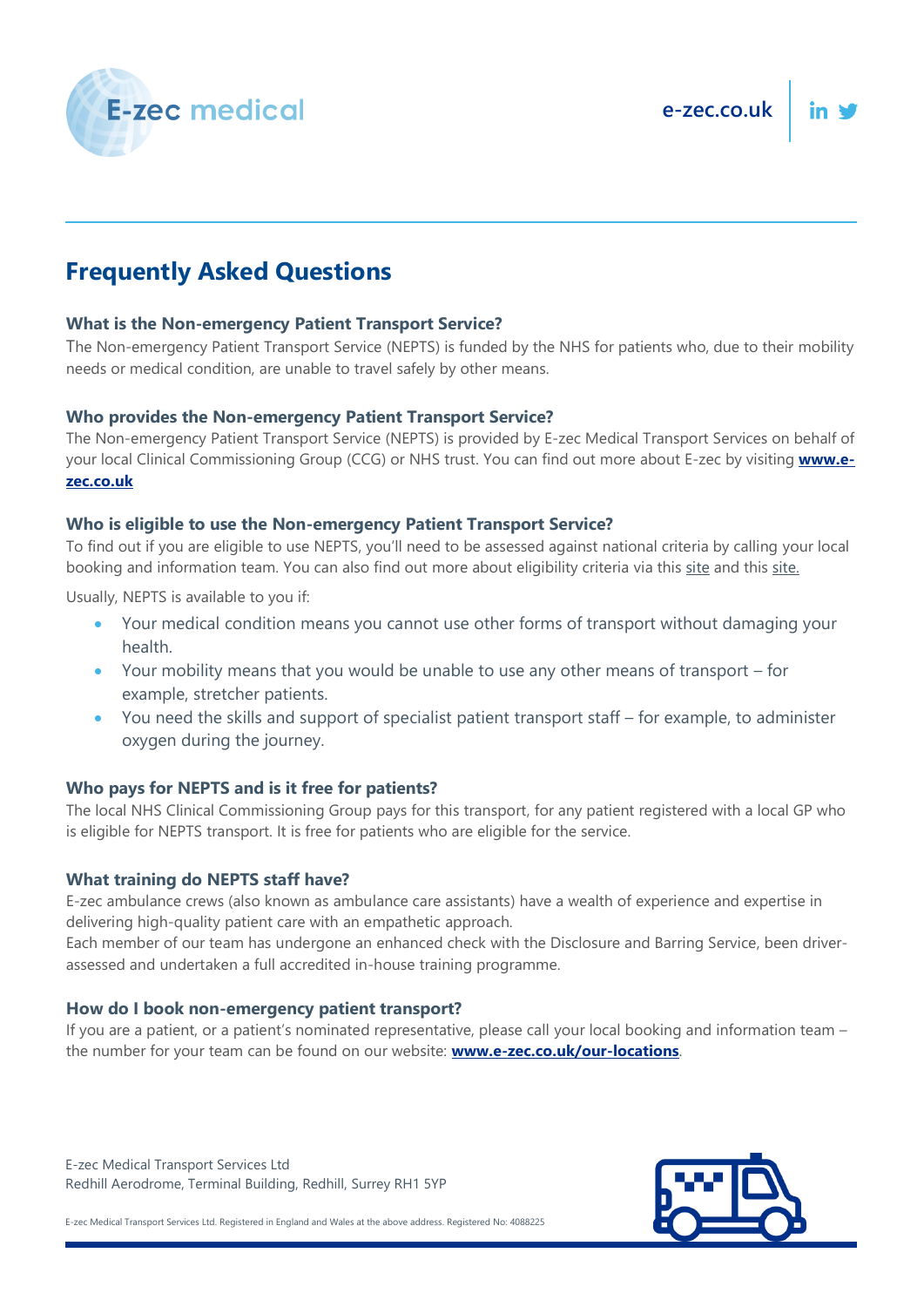# Frequently Asked Questions

### What is the Non-emergency Patient Transport Service?

The Non-emergency Patient Transport Service (NEPTS) is funded by the NHS for patients who, due to their mobility needs or medical condition, are unable to travel safely by other means.

### Who provides the Non-emergency Patient Transport Service?

The Non-emergency Patient Transport Service (NEPTS) is provided by E-zec Medical Transport Services on behalf of your local Clinical Commissioning Group (CCG) or NHS trust. You can find out more about E-zec by visiting **www.e-zec.co.uk**

### Who is eligible to use the Non-emergency Patient Transport Service?

To find out if you are eligible to use NEPTS, you'll need to be assessed against national criteria by calling your local booking and information team. You can also find out more about eligibility criteria via this site and this site.

Usually, NEPTS is available to you if:

- Your medical condition means you cannot use other forms of transport without damaging your health.
- Your mobility means that you would be unable to use any other means of transport – for example, stretcher patients.
- You need the skills and support of specialist patient transport staff – for example, to administer oxygen during the journey.

### Who pays for NEPTS and is it free for patients?

The local NHS Clinical Commissioning Group pays for this transport, for any patient registered with a local GP who is eligible for NEPTS transport. It is free for patients who are eligible for the service.

### What training do NEPTS staff have?

E-zec ambulance crews (also known as ambulance care assistants) have a wealth of experience and expertise in delivering high-quality patient care with an empathetic approach.

Each member of our team has undergone an enhanced check with the Disclosure and Barring Service, been driver-assessed and undertaken a full accredited in-house training programme.

### How do I book non-emergency patient transport?

If you are a patient, or a patient's nominated representative, please call your local booking and information team – the number for your team can be found on our website: **www.e-zec.co.uk/our-locations**.

E-zec Medical Transport Services Ltd
Redhill Aerodrome, Terminal Building, Redhill, Surrey RH1 5YP

E-zec Medical Transport Services Ltd. Registered in England and Wales at the above address. Registered No: 4088225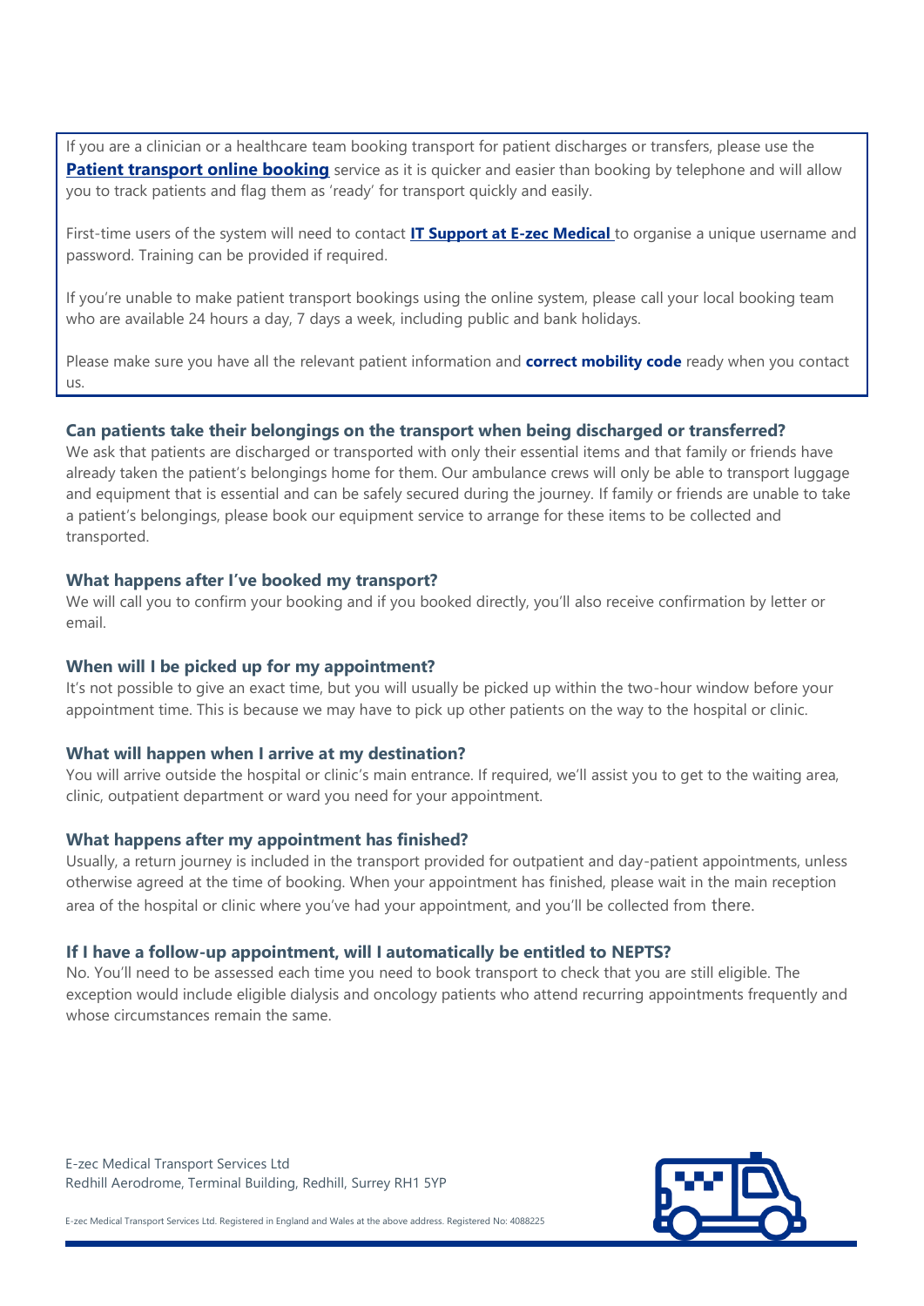If you are a clinician or a healthcare team booking transport for patient discharges or transfers, please use the **Patient transport online booking** service as it is quicker and easier than booking by telephone and will allow you to track patients and flag them as 'ready' for transport quickly and easily.

First-time users of the system will need to contact **IT Support at E-zec Medical** to organise a unique username and password. Training can be provided if required.

If you're unable to make patient transport bookings using the online system, please call your local booking team who are available 24 hours a day, 7 days a week, including public and bank holidays.

Please make sure you have all the relevant patient information and **correct mobility code** ready when you contact us.

### Can patients take their belongings on the transport when being discharged or transferred?

We ask that patients are discharged or transported with only their essential items and that family or friends have already taken the patient's belongings home for them. Our ambulance crews will only be able to transport luggage and equipment that is essential and can be safely secured during the journey. If family or friends are unable to take a patient's belongings, please book our equipment service to arrange for these items to be collected and transported.

### What happens after I've booked my transport?

We will call you to confirm your booking and if you booked directly, you'll also receive confirmation by letter or email.

### When will I be picked up for my appointment?

It's not possible to give an exact time, but you will usually be picked up within the two-hour window before your appointment time. This is because we may have to pick up other patients on the way to the hospital or clinic.

### What will happen when I arrive at my destination?

You will arrive outside the hospital or clinic's main entrance. If required, we'll assist you to get to the waiting area, clinic, outpatient department or ward you need for your appointment.

### What happens after my appointment has finished?

Usually, a return journey is included in the transport provided for outpatient and day-patient appointments, unless otherwise agreed at the time of booking. When your appointment has finished, please wait in the main reception area of the hospital or clinic where you've had your appointment, and you'll be collected from there.

### If I have a follow-up appointment, will I automatically be entitled to NEPTS?

No. You'll need to be assessed each time you need to book transport to check that you are still eligible. The exception would include eligible dialysis and oncology patients who attend recurring appointments frequently and whose circumstances remain the same.

E-zec Medical Transport Services Ltd
Redhill Aerodrome, Terminal Building, Redhill, Surrey RH1 5YP

E-zec Medical Transport Services Ltd. Registered in England and Wales at the above address. Registered No: 4088225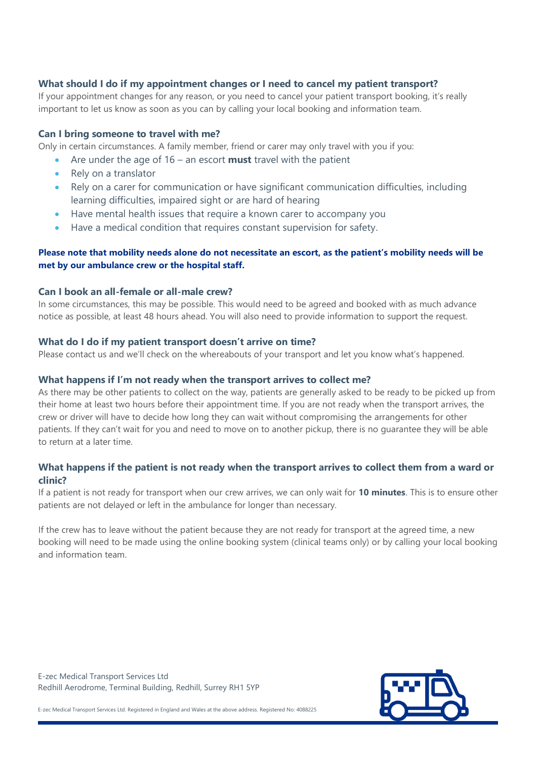### What should I do if my appointment changes or I need to cancel my patient transport?

If your appointment changes for any reason, or you need to cancel your patient transport booking, it's really important to let us know as soon as you can by calling your local booking and information team.

### Can I bring someone to travel with me?

Only in certain circumstances. A family member, friend or carer may only travel with you if you:

- Are under the age of 16 – an escort **must** travel with the patient
- Rely on a translator
- Rely on a carer for communication or have significant communication difficulties, including learning difficulties, impaired sight or are hard of hearing
- Have mental health issues that require a known carer to accompany you
- Have a medical condition that requires constant supervision for safety.

**Please note that mobility needs alone do not necessitate an escort, as the patient's mobility needs will be met by our ambulance crew or the hospital staff.**

### Can I book an all-female or all-male crew?

In some circumstances, this may be possible. This would need to be agreed and booked with as much advance notice as possible, at least 48 hours ahead. You will also need to provide information to support the request.

### What do I do if my patient transport doesn't arrive on time?

Please contact us and we'll check on the whereabouts of your transport and let you know what's happened.

### What happens if I'm not ready when the transport arrives to collect me?

As there may be other patients to collect on the way, patients are generally asked to be ready to be picked up from their home at least two hours before their appointment time. If you are not ready when the transport arrives, the crew or driver will have to decide how long they can wait without compromising the arrangements for other patients. If they can't wait for you and need to move on to another pickup, there is no guarantee they will be able to return at a later time.

### What happens if the patient is not ready when the transport arrives to collect them from a ward or clinic?

If a patient is not ready for transport when our crew arrives, we can only wait for **10 minutes**. This is to ensure other patients are not delayed or left in the ambulance for longer than necessary.

If the crew has to leave without the patient because they are not ready for transport at the agreed time, a new booking will need to be made using the online booking system (clinical teams only) or by calling your local booking and information team.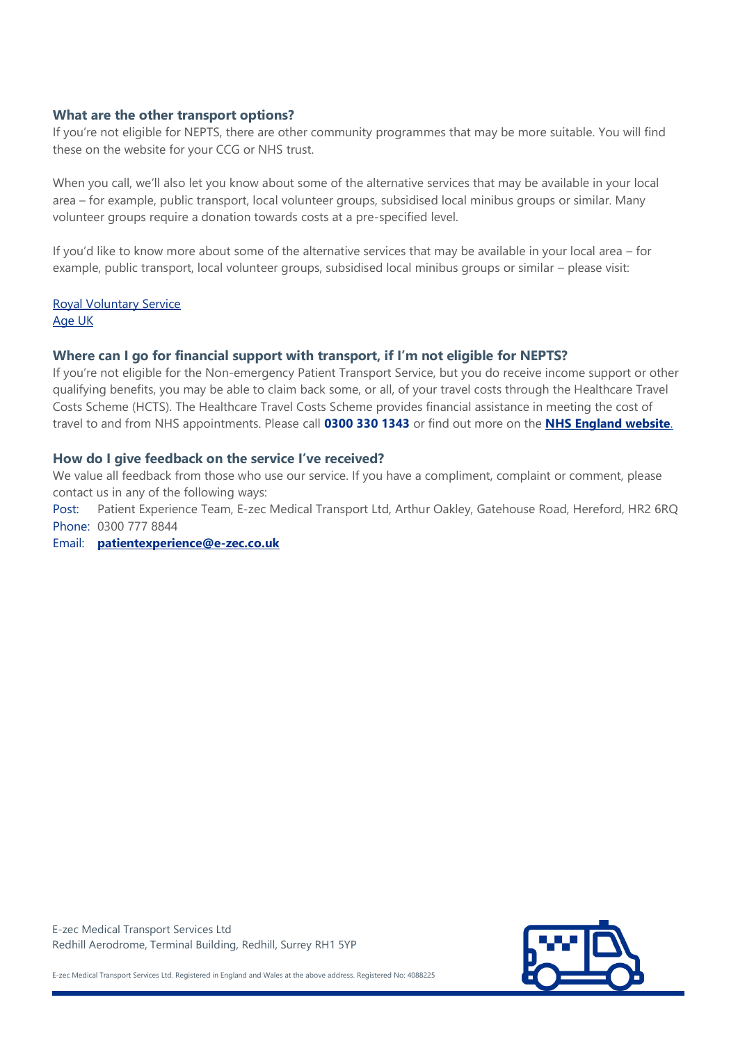### What are the other transport options?

If you're not eligible for NEPTS, there are other community programmes that may be more suitable. You will find these on the website for your CCG or NHS trust.

When you call, we'll also let you know about some of the alternative services that may be available in your local area – for example, public transport, local volunteer groups, subsidised local minibus groups or similar. Many volunteer groups require a donation towards costs at a pre-specified level.

If you'd like to know more about some of the alternative services that may be available in your local area – for example, public transport, local volunteer groups, subsidised local minibus groups or similar – please visit:

Royal Voluntary Service
Age UK

### Where can I go for financial support with transport, if I'm not eligible for NEPTS?

If you're not eligible for the Non-emergency Patient Transport Service, but you do receive income support or other qualifying benefits, you may be able to claim back some, or all, of your travel costs through the Healthcare Travel Costs Scheme (HCTS). The Healthcare Travel Costs Scheme provides financial assistance in meeting the cost of travel to and from NHS appointments. Please call **0300 330 1343** or find out more on the **NHS England website**.

### How do I give feedback on the service I've received?

We value all feedback from those who use our service. If you have a compliment, complaint or comment, please contact us in any of the following ways:

Post: Patient Experience Team, E-zec Medical Transport Ltd, Arthur Oakley, Gatehouse Road, Hereford, HR2 6RQ
Phone: 0300 777 8844
Email: **patientexperience@e-zec.co.uk**

E-zec Medical Transport Services Ltd
Redhill Aerodrome, Terminal Building, Redhill, Surrey RH1 5YP

E-zec Medical Transport Services Ltd. Registered in England and Wales at the above address. Registered No: 4088225